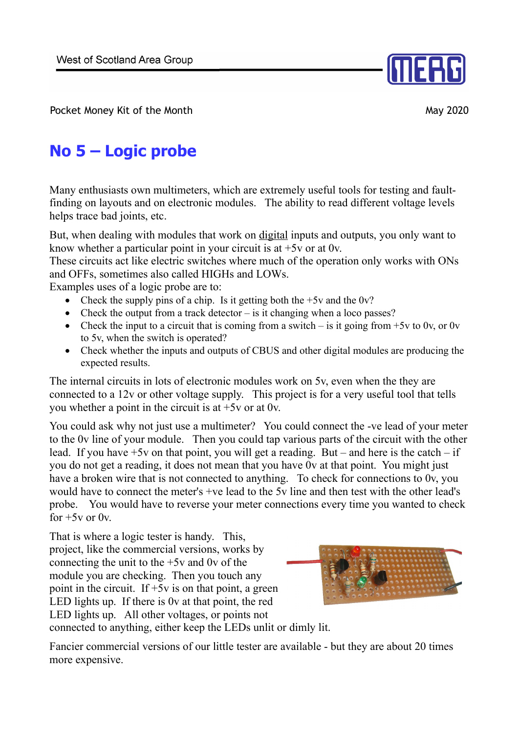West of Scotland Area Group

Pocket Money Kit of the Month — May 2020

# No 5 – Logic probe

Many enthusiasts own multimeters, which are extremely useful tools for testing and fault-finding on layouts and on electronic modules. The ability to read different voltage levels helps trace bad joints, etc.

But, when dealing with modules that work on digital inputs and outputs, you only want to know whether a particular point in your circuit is at +5v or at 0v.
These circuits act like electric switches where much of the operation only works with ONs and OFFs, sometimes also called HIGHs and LOWs.
Examples uses of a logic probe are to:

- Check the supply pins of a chip. Is it getting both the +5v and the 0v?
- Check the output from a track detector – is it changing when a loco passes?
- Check the input to a circuit that is coming from a switch – is it going from +5v to 0v, or 0v to 5v, when the switch is operated?
- Check whether the inputs and outputs of CBUS and other digital modules are producing the expected results.

The internal circuits in lots of electronic modules work on 5v, even when the they are connected to a 12v or other voltage supply. This project is for a very useful tool that tells you whether a point in the circuit is at +5v or at 0v.

You could ask why not just use a multimeter? You could connect the -ve lead of your meter to the 0v line of your module. Then you could tap various parts of the circuit with the other lead. If you have +5v on that point, you will get a reading. But – and here is the catch – if you do not get a reading, it does not mean that you have 0v at that point. You might just have a broken wire that is not connected to anything. To check for connections to 0v, you would have to connect the meter's +ve lead to the 5v line and then test with the other lead's probe. You would have to reverse your meter connections every time you wanted to check for +5v or 0v.

That is where a logic tester is handy. This, project, like the commercial versions, works by connecting the unit to the +5v and 0v of the module you are checking. Then you touch any point in the circuit. If +5v is on that point, a green LED lights up. If there is 0v at that point, the red LED lights up. All other voltages, or points not connected to anything, either keep the LEDs unlit or dimly lit.

Fancier commercial versions of our little tester are available - but they are about 20 times more expensive.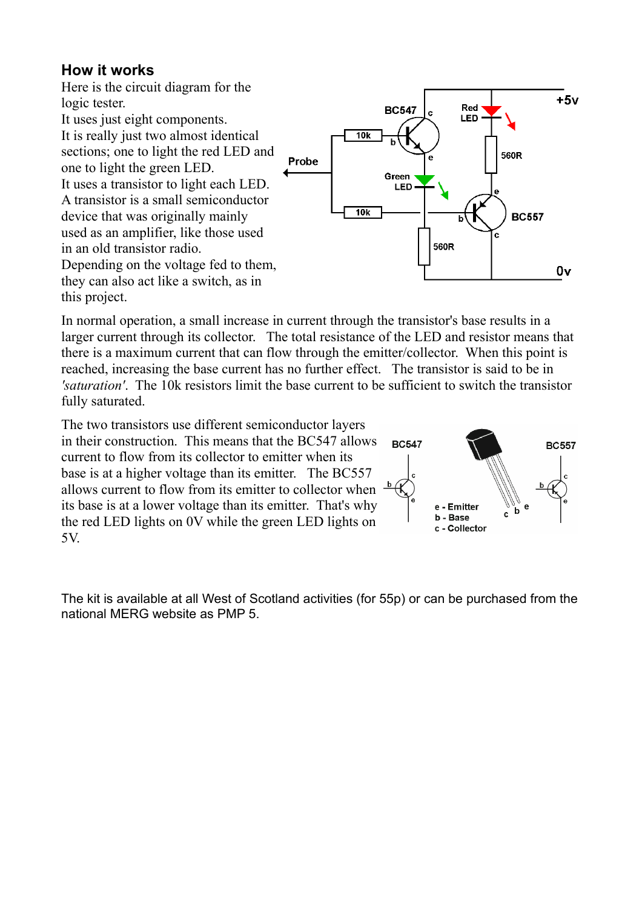## How it works

Here is the circuit diagram for the logic tester.
It uses just eight components.
It is really just two almost identical sections; one to light the red LED and one to light the green LED.
It uses a transistor to light each LED.
A transistor is a small semiconductor device that was originally mainly used as an amplifier, like those used in an old transistor radio.
Depending on the voltage fed to them, they can also act like a switch, as in this project.

BC547
c
Red LED
+5v
10k
b
Probe
e
560R
Green LED
e
10k
b
BC557
c
560R
0v

In normal operation, a small increase in current through the transistor's base results in a larger current through its collector. The total resistance of the LED and resistor means that there is a maximum current that can flow through the emitter/collector. When this point is reached, increasing the base current has no further effect. The transistor is said to be in *'saturation'*. The 10k resistors limit the base current to be sufficient to switch the transistor fully saturated.

The two transistors use different semiconductor layers in their construction. This means that the BC547 allows current to flow from its collector to emitter when its base is at a higher voltage than its emitter. The BC557 allows current to flow from its emitter to collector when its base is at a lower voltage than its emitter. That's why the red LED lights on 0V while the green LED lights on 5V.

BC547
c
b
e
e - Emitter
b - Base
c - Collector
c b e
BC557
c
b
e

The kit is available at all West of Scotland activities (for 55p) or can be purchased from the national MERG website as PMP 5.